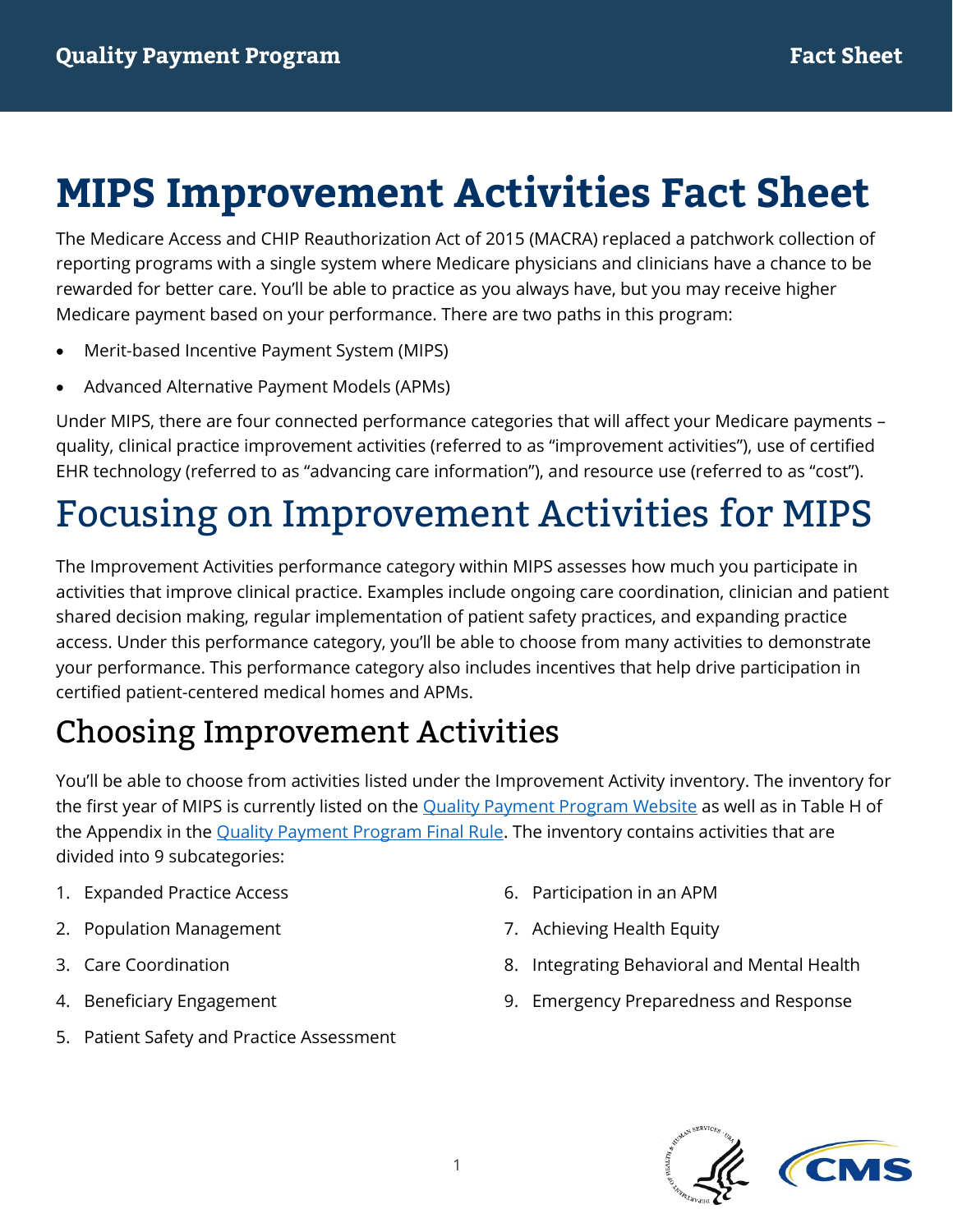# MIPS Improvement Activities Fact Sheet

The Medicare Access and CHIP Reauthorization Act of 2015 (MACRA) replaced a patchwork collection of reporting programs with a single system where Medicare physicians and clinicians have a chance to be rewarded for better care. You'll be able to practice as you always have, but you may receive higher Medicare payment based on your performance. There are two paths in this program:

- Merit-based Incentive Payment System (MIPS)
- Advanced Alternative Payment Models (APMs)

Under MIPS, there are four connected performance categories that will affect your Medicare payments – quality, clinical practice improvement activities (referred to as "improvement activities"), use of certified EHR technology (referred to as "advancing care information"), and resource use (referred to as "cost").

# Focusing on Improvement Activities for MIPS

The Improvement Activities performance category within MIPS assesses how much you participate in activities that improve clinical practice. Examples include ongoing care coordination, clinician and patient shared decision making, regular implementation of patient safety practices, and expanding practice access. Under this performance category, you'll be able to choose from many activities to demonstrate your performance. This performance category also includes incentives that help drive participation in certified patient-centered medical homes and APMs.

## Choosing Improvement Activities

You'll be able to choose from activities listed under the Improvement Activity inventory. The inventory for the first year of MIPS is currently listed on the Quality Payment Program Website as well as in Table H of the Appendix in the Quality Payment Program Final Rule. The inventory contains activities that are divided into 9 subcategories:

1. Expanded Practice Access
2. Population Management
3. Care Coordination
4. Beneficiary Engagement
5. Patient Safety and Practice Assessment
6. Participation in an APM
7. Achieving Health Equity
8. Integrating Behavioral and Mental Health
9. Emergency Preparedness and Response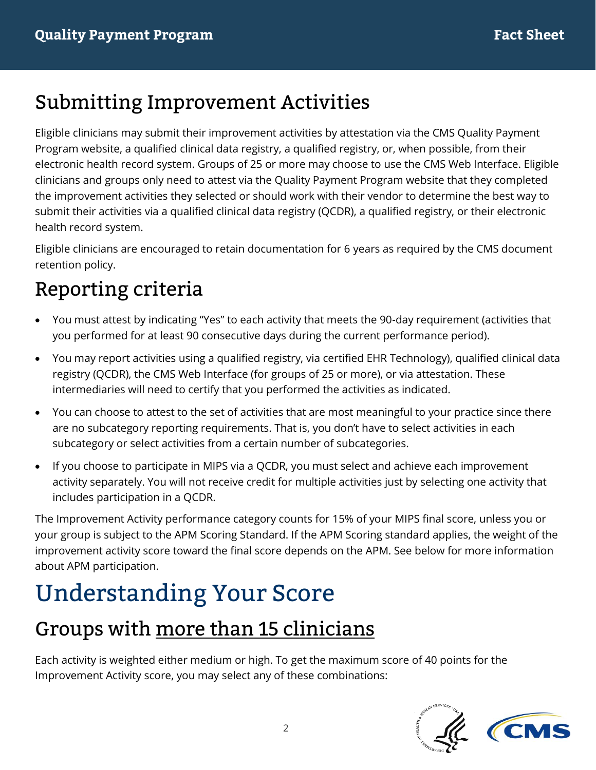# Submitting Improvement Activities

Eligible clinicians may submit their improvement activities by attestation via the CMS Quality Payment Program website, a qualified clinical data registry, a qualified registry, or, when possible, from their electronic health record system. Groups of 25 or more may choose to use the CMS Web Interface. Eligible clinicians and groups only need to attest via the Quality Payment Program website that they completed the improvement activities they selected or should work with their vendor to determine the best way to submit their activities via a qualified clinical data registry (QCDR), a qualified registry, or their electronic health record system.

Eligible clinicians are encouraged to retain documentation for 6 years as required by the CMS document retention policy.

## Reporting criteria

- You must attest by indicating "Yes" to each activity that meets the 90-day requirement (activities that you performed for at least 90 consecutive days during the current performance period).
- You may report activities using a qualified registry, via certified EHR Technology), qualified clinical data registry (QCDR), the CMS Web Interface (for groups of 25 or more), or via attestation. These intermediaries will need to certify that you performed the activities as indicated.
- You can choose to attest to the set of activities that are most meaningful to your practice since there are no subcategory reporting requirements. That is, you don't have to select activities in each subcategory or select activities from a certain number of subcategories.
- If you choose to participate in MIPS via a QCDR, you must select and achieve each improvement activity separately. You will not receive credit for multiple activities just by selecting one activity that includes participation in a QCDR.

The Improvement Activity performance category counts for 15% of your MIPS final score, unless you or your group is subject to the APM Scoring Standard. If the APM Scoring standard applies, the weight of the improvement activity score toward the final score depends on the APM. See below for more information about APM participation.

# Understanding Your Score

## Groups with more than 15 clinicians

Each activity is weighted either medium or high. To get the maximum score of 40 points for the Improvement Activity score, you may select any of these combinations: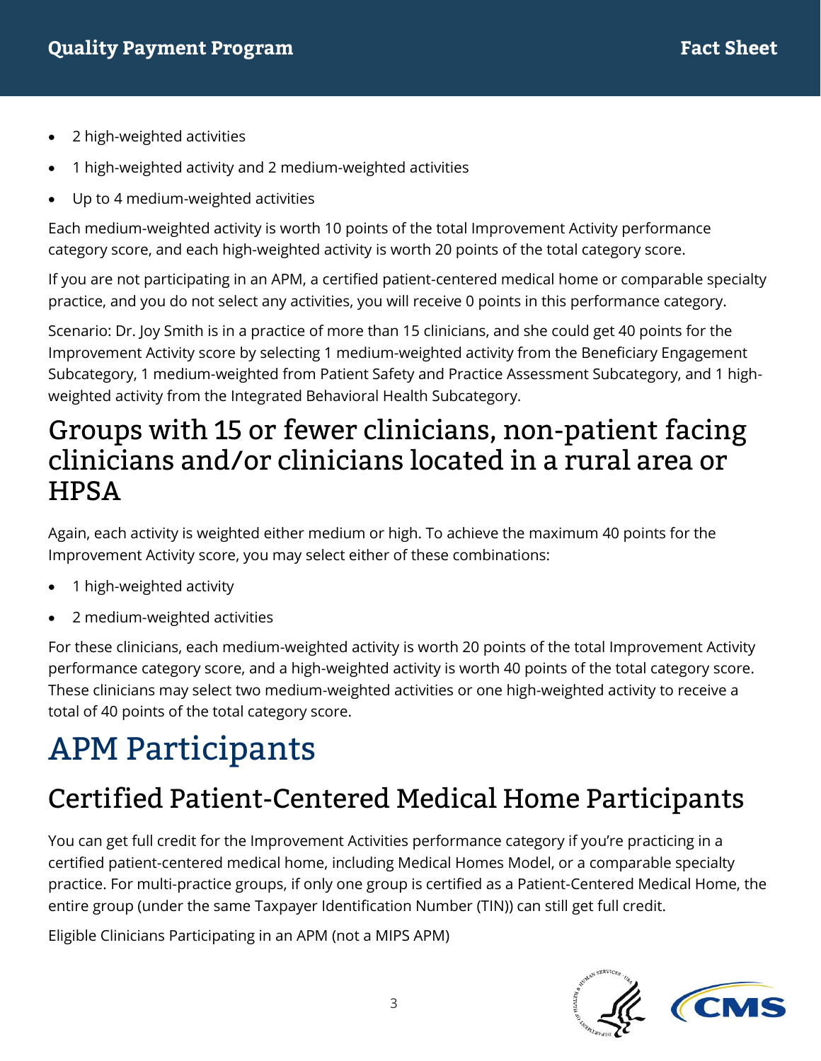- 2 high-weighted activities
- 1 high-weighted activity and 2 medium-weighted activities
- Up to 4 medium-weighted activities

Each medium-weighted activity is worth 10 points of the total Improvement Activity performance category score, and each high-weighted activity is worth 20 points of the total category score.

If you are not participating in an APM, a certified patient-centered medical home or comparable specialty practice, and you do not select any activities, you will receive 0 points in this performance category.

Scenario: Dr. Joy Smith is in a practice of more than 15 clinicians, and she could get 40 points for the Improvement Activity score by selecting 1 medium-weighted activity from the Beneficiary Engagement Subcategory, 1 medium-weighted from Patient Safety and Practice Assessment Subcategory, and 1 high-weighted activity from the Integrated Behavioral Health Subcategory.

## Groups with 15 or fewer clinicians, non-patient facing clinicians and/or clinicians located in a rural area or HPSA

Again, each activity is weighted either medium or high. To achieve the maximum 40 points for the Improvement Activity score, you may select either of these combinations:

- 1 high-weighted activity
- 2 medium-weighted activities

For these clinicians, each medium-weighted activity is worth 20 points of the total Improvement Activity performance category score, and a high-weighted activity is worth 40 points of the total category score. These clinicians may select two medium-weighted activities or one high-weighted activity to receive a total of 40 points of the total category score.

# APM Participants

## Certified Patient-Centered Medical Home Participants

You can get full credit for the Improvement Activities performance category if you're practicing in a certified patient-centered medical home, including Medical Homes Model, or a comparable specialty practice. For multi-practice groups, if only one group is certified as a Patient-Centered Medical Home, the entire group (under the same Taxpayer Identification Number (TIN)) can still get full credit.

Eligible Clinicians Participating in an APM (not a MIPS APM)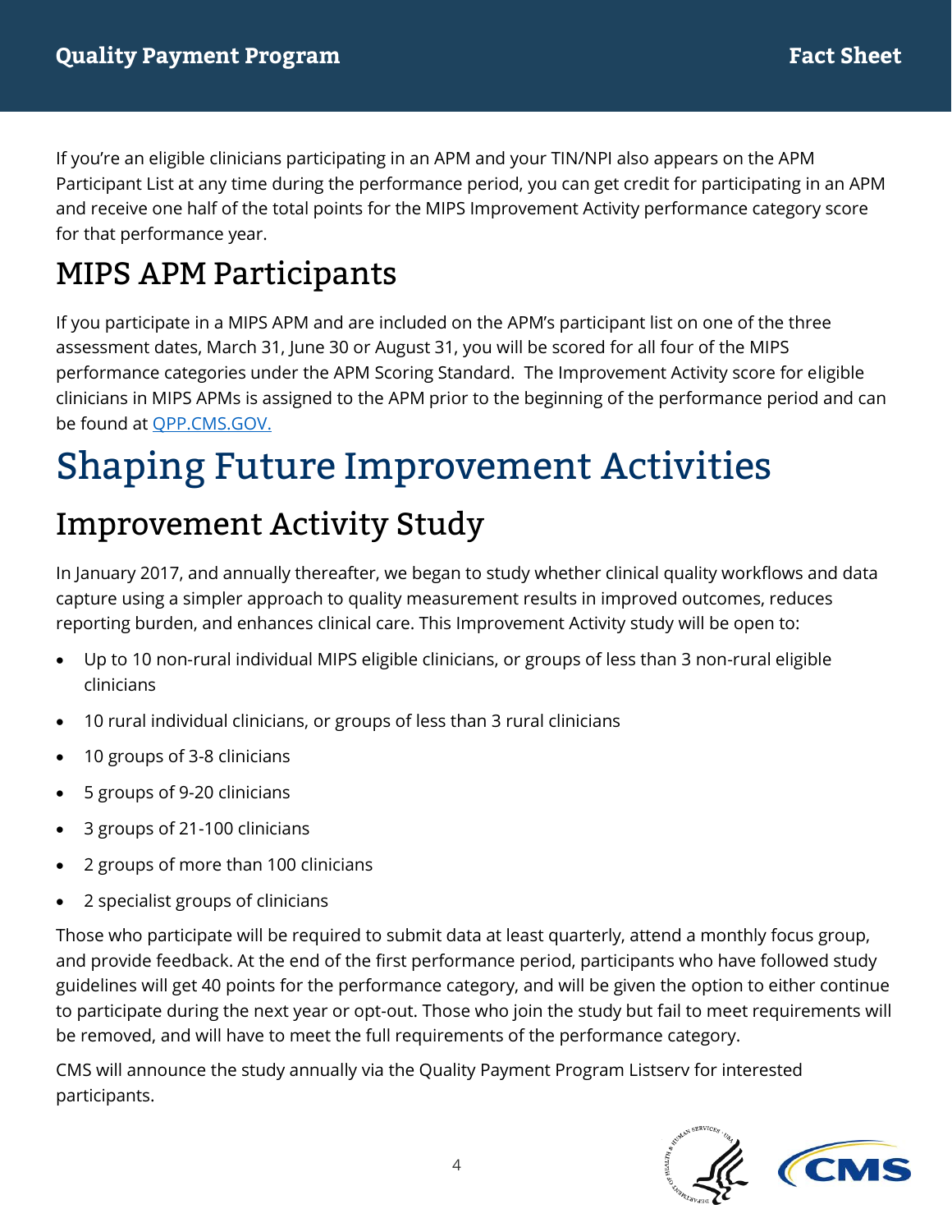If you're an eligible clinicians participating in an APM and your TIN/NPI also appears on the APM Participant List at any time during the performance period, you can get credit for participating in an APM and receive one half of the total points for the MIPS Improvement Activity performance category score for that performance year.

## MIPS APM Participants

If you participate in a MIPS APM and are included on the APM's participant list on one of the three assessment dates, March 31, June 30 or August 31, you will be scored for all four of the MIPS performance categories under the APM Scoring Standard. The Improvement Activity score for eligible clinicians in MIPS APMs is assigned to the APM prior to the beginning of the performance period and can be found at [QPP.CMS.GOV.](https://qpp.cms.gov)

# Shaping Future Improvement Activities

## Improvement Activity Study

In January 2017, and annually thereafter, we began to study whether clinical quality workflows and data capture using a simpler approach to quality measurement results in improved outcomes, reduces reporting burden, and enhances clinical care. This Improvement Activity study will be open to:

- Up to 10 non-rural individual MIPS eligible clinicians, or groups of less than 3 non-rural eligible clinicians
- 10 rural individual clinicians, or groups of less than 3 rural clinicians
- 10 groups of 3-8 clinicians
- 5 groups of 9-20 clinicians
- 3 groups of 21-100 clinicians
- 2 groups of more than 100 clinicians
- 2 specialist groups of clinicians

Those who participate will be required to submit data at least quarterly, attend a monthly focus group, and provide feedback. At the end of the first performance period, participants who have followed study guidelines will get 40 points for the performance category, and will be given the option to either continue to participate during the next year or opt-out. Those who join the study but fail to meet requirements will be removed, and will have to meet the full requirements of the performance category.

CMS will announce the study annually via the Quality Payment Program Listserv for interested participants.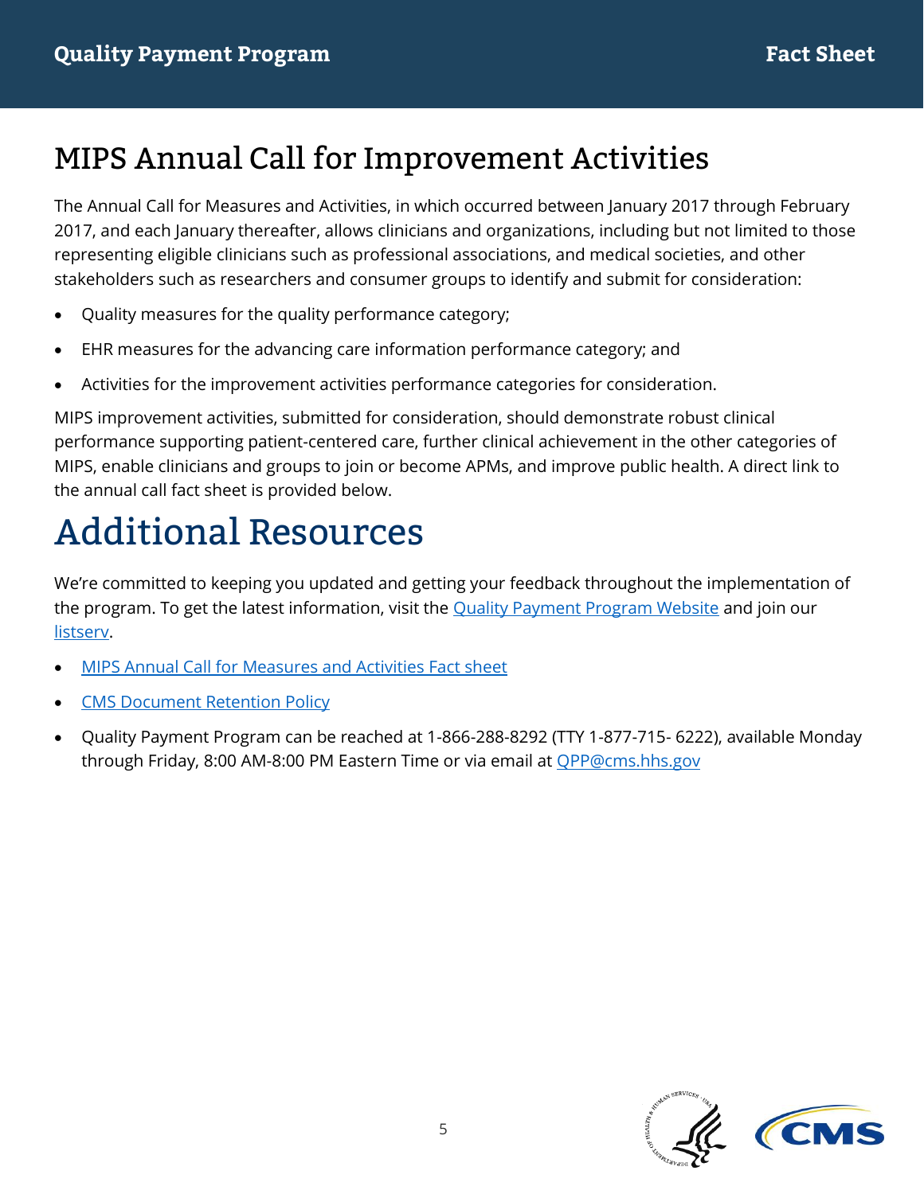## MIPS Annual Call for Improvement Activities

The Annual Call for Measures and Activities, in which occurred between January 2017 through February 2017, and each January thereafter, allows clinicians and organizations, including but not limited to those representing eligible clinicians such as professional associations, and medical societies, and other stakeholders such as researchers and consumer groups to identify and submit for consideration:

- Quality measures for the quality performance category;
- EHR measures for the advancing care information performance category; and
- Activities for the improvement activities performance categories for consideration.

MIPS improvement activities, submitted for consideration, should demonstrate robust clinical performance supporting patient-centered care, further clinical achievement in the other categories of MIPS, enable clinicians and groups to join or become APMs, and improve public health. A direct link to the annual call fact sheet is provided below.

# Additional Resources

We're committed to keeping you updated and getting your feedback throughout the implementation of the program. To get the latest information, visit the Quality Payment Program Website and join our listserv.

- MIPS Annual Call for Measures and Activities Fact sheet
- CMS Document Retention Policy
- Quality Payment Program can be reached at 1-866-288-8292 (TTY 1-877-715- 6222), available Monday through Friday, 8:00 AM-8:00 PM Eastern Time or via email at QPP@cms.hhs.gov